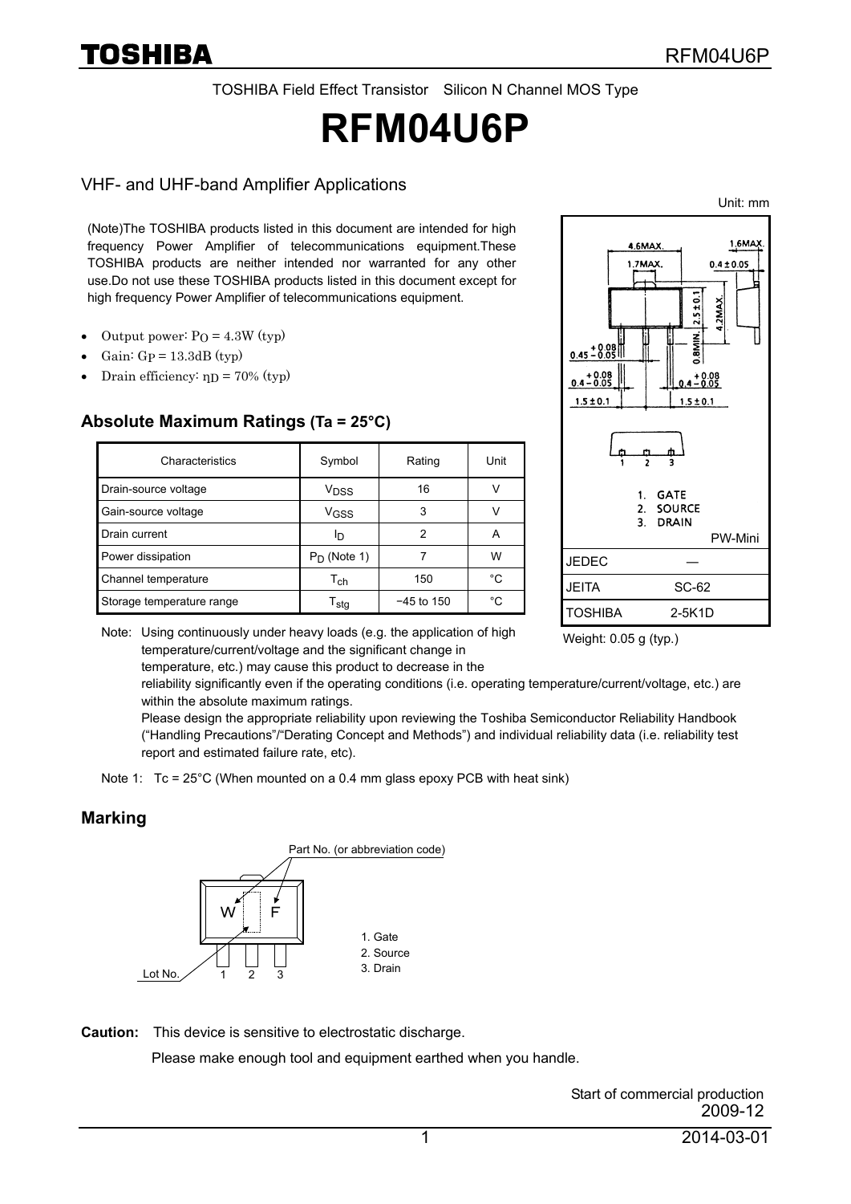TOSHIBA Field Effect Transistor Silicon N Channel MOS Type

# RFM04U6P

## VHF- and UHF-band Amplifier Applications

(Note)The TOSHIBA products listed in this document are intended for high frequency Power Amplifier of telecommunications equipment.These TOSHIBA products are neither intended nor warranted for any other use.Do not use these TOSHIBA products listed in this document except for high frequency Power Amplifier of telecommunications equipment.

- Output power: $P_O$ = 4.3W (typ)
- Gain: $G_P$ = 13.3dB (typ)
- Drain efficiency: $\eta_D$ = 70% (typ)

Unit: mm

1. GATE
2. SOURCE
3. DRAIN

PW-Mini

| JEDEC | ― |
|---|---|
| JEITA | SC-62 |
| TOSHIBA | 2-5K1D |

Weight: 0.05 g (typ.)

### Absolute Maximum Ratings (Ta = 25°C)

| Characteristics | Symbol | Rating | Unit |
|---|---|---|---|
| Drain-source voltage | $V_{DSS}$ | 16 | V |
| Gain-source voltage | $V_{GSS}$ | 3 | V |
| Drain current | $I_D$ | 2 | A |
| Power dissipation | $P_D$ (Note 1) | 7 | W |
| Channel temperature | $T_{ch}$ | 150 | °C |
| Storage temperature range | $T_{stg}$ | −45 to 150 | °C |

Note: Using continuously under heavy loads (e.g. the application of high temperature/current/voltage and the significant change in temperature, etc.) may cause this product to decrease in the reliability significantly even if the operating conditions (i.e. operating temperature/current/voltage, etc.) are within the absolute maximum ratings.
Please design the appropriate reliability upon reviewing the Toshiba Semiconductor Reliability Handbook ("Handling Precautions"/"Derating Concept and Methods") and individual reliability data (i.e. reliability test report and estimated failure rate, etc).

Note 1: Tc = 25°C (When mounted on a 0.4 mm glass epoxy PCB with heat sink)

### Marking

Part No. (or abbreviation code)

W F

Lot No.

1. Gate
2. Source
3. Drain

**Caution:** This device is sensitive to electrostatic discharge.
Please make enough tool and equipment earthed when you handle.

Start of commercial production
2009-12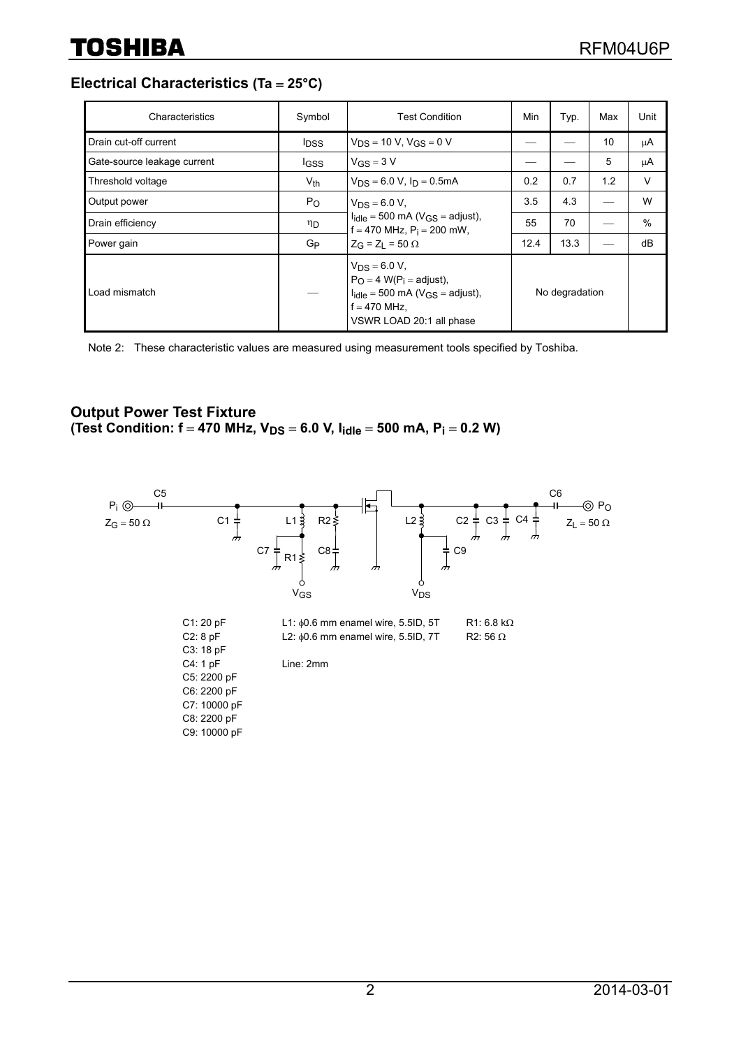## Electrical Characteristics (Ta = 25°C)

| Characteristics | Symbol | Test Condition | Min | Typ. | Max | Unit |
|---|---|---|---|---|---|---|
| Drain cut-off current | $I_{DSS}$ | $V_{DS}$ = 10 V, $V_{GS}$ = 0 V | — | — | 10 | μA |
| Gate-source leakage current | $I_{GSS}$ | $V_{GS}$ = 3 V | — | — | 5 | μA |
| Threshold voltage | $V_{th}$ | $V_{DS}$ = 6.0 V, $I_D$ = 0.5mA | 0.2 | 0.7 | 1.2 | V |
| Output power | $P_O$ | $V_{DS}$ = 6.0 V, $I_{idle}$ = 500 mA ($V_{GS}$ = adjust), f = 470 MHz, $P_i$ = 200 mW, $Z_G$ = $Z_L$ = 50 Ω | 3.5 | 4.3 | — | W |
| Drain efficiency | $\eta_D$ | | 55 | 70 | — | % |
| Power gain | $G_P$ | | 12.4 | 13.3 | — | dB |
| Load mismatch | — | $V_{DS}$ = 6.0 V, $P_O$ = 4 W($P_i$ = adjust), $I_{idle}$ = 500 mA ($V_{GS}$ = adjust), f = 470 MHz, VSWR LOAD 20:1 all phase | No degradation | | | |

Note 2: These characteristic values are measured using measurement tools specified by Toshiba.

## Output Power Test Fixture
**(Test Condition: f = 470 MHz, $V_{DS}$ = 6.0 V, $I_{idle}$ = 500 mA, $P_i$ = 0.2 W)**

$P_i$, $Z_G$ = 50 Ω — C5 — C1 — L1 — R2 — C7 — R1 — C8 — $V_{GS}$ — L2 — C9 — $V_{DS}$ — C2 — C3 — C4 — C6 — $P_O$, $Z_L$ = 50 Ω

C1: 20 pF
C2: 8 pF
C3: 18 pF
C4: 1 pF
C5: 2200 pF
C6: 2200 pF
C7: 10000 pF
C8: 2200 pF
C9: 10000 pF

L1: ϕ0.6 mm enamel wire, 5.5ID, 5T
L2: ϕ0.6 mm enamel wire, 5.5ID, 7T

Line: 2mm

R1: 6.8 kΩ
R2: 56 Ω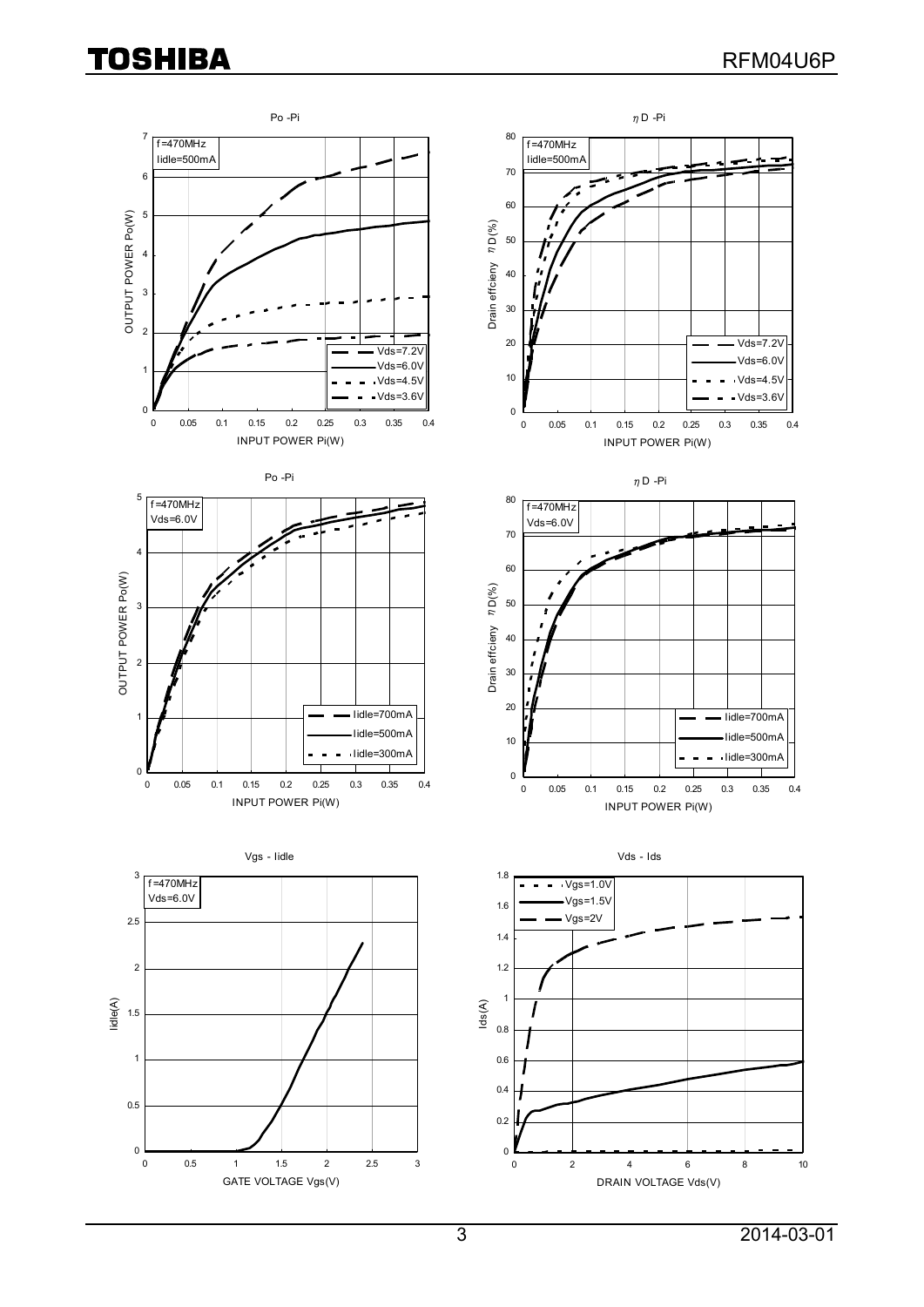Po -Pi

f=470MHz
Iidle=500mA

OUTPUT POWER Po(W)

INPUT POWER Pi(W)

Vds=7.2V
Vds=6.0V
Vds=4.5V
Vds=3.6V

ηD -Pi

f=470MHz
Iidle=500mA

Drain effcieny ηD(%)

INPUT POWER Pi(W)

Vds=7.2V
Vds=6.0V
Vds=4.5V
Vds=3.6V

Po -Pi

f=470MHz
Vds=6.0V

OUTPUT POWER Po(W)

INPUT POWER Pi(W)

Iidle=700mA
Iidle=500mA
Iidle=300mA

ηD -Pi

f=470MHz
Vds=6.0V

Drain effcieny ηD(%)

INPUT POWER Pi(W)

Iidle=700mA
Iidle=500mA
Iidle=300mA

Vgs - Iidle

f=470MHz
Vds=6.0V

Iidle(A)

GATE VOLTAGE Vgs(V)

Vds - Ids

Vgs=1.0V
Vgs=1.5V
Vgs=2V

Ids(A)

DRAIN VOLTAGE Vds(V)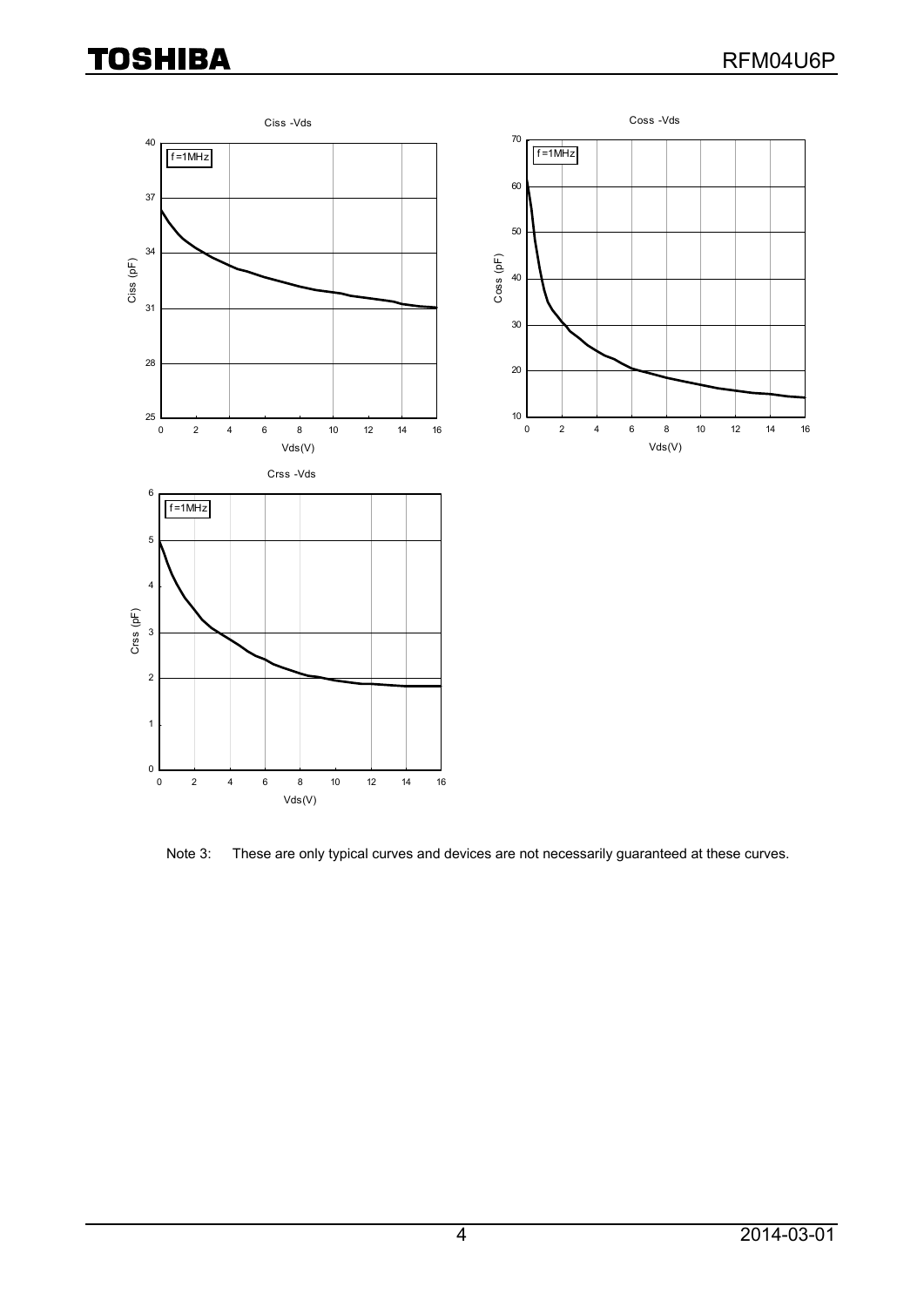Ciss -Vds

f=1MHz

Ciss (pF)

Vds(V)

Coss -Vds

f=1MHz

Coss (pF)

Vds(V)

Crss -Vds

f=1MHz

Crss (pF)

Vds(V)

Note 3: These are only typical curves and devices are not necessarily guaranteed at these curves.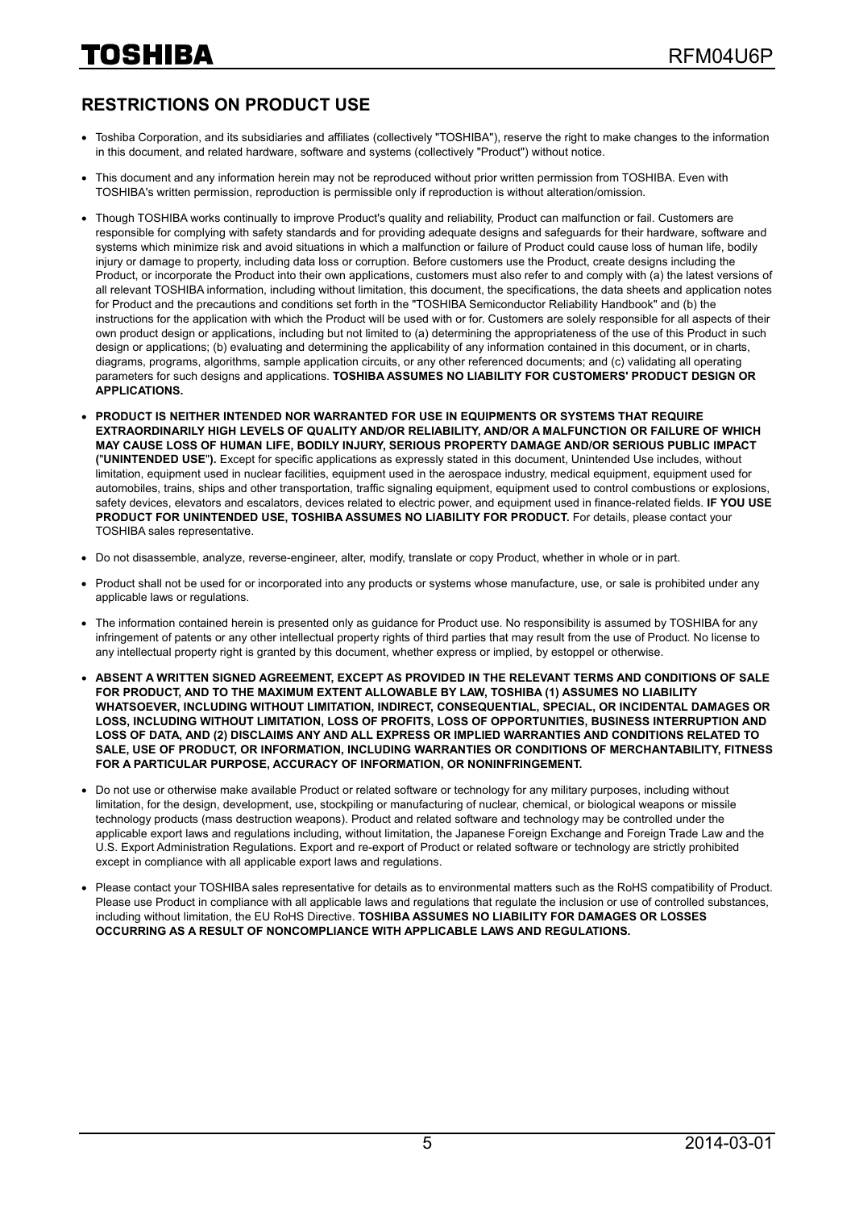## RESTRICTIONS ON PRODUCT USE

- Toshiba Corporation, and its subsidiaries and affiliates (collectively "TOSHIBA"), reserve the right to make changes to the information in this document, and related hardware, software and systems (collectively "Product") without notice.

- This document and any information herein may not be reproduced without prior written permission from TOSHIBA. Even with TOSHIBA's written permission, reproduction is permissible only if reproduction is without alteration/omission.

- Though TOSHIBA works continually to improve Product's quality and reliability, Product can malfunction or fail. Customers are responsible for complying with safety standards and for providing adequate designs and safeguards for their hardware, software and systems which minimize risk and avoid situations in which a malfunction or failure of Product could cause loss of human life, bodily injury or damage to property, including data loss or corruption. Before customers use the Product, create designs including the Product, or incorporate the Product into their own applications, customers must also refer to and comply with (a) the latest versions of all relevant TOSHIBA information, including without limitation, this document, the specifications, the data sheets and application notes for Product and the precautions and conditions set forth in the "TOSHIBA Semiconductor Reliability Handbook" and (b) the instructions for the application with which the Product will be used with or for. Customers are solely responsible for all aspects of their own product design or applications, including but not limited to (a) determining the appropriateness of the use of this Product in such design or applications; (b) evaluating and determining the applicability of any information contained in this document, or in charts, diagrams, programs, algorithms, sample application circuits, or any other referenced documents; and (c) validating all operating parameters for such designs and applications. **TOSHIBA ASSUMES NO LIABILITY FOR CUSTOMERS' PRODUCT DESIGN OR APPLICATIONS.**

- **PRODUCT IS NEITHER INTENDED NOR WARRANTED FOR USE IN EQUIPMENTS OR SYSTEMS THAT REQUIRE EXTRAORDINARILY HIGH LEVELS OF QUALITY AND/OR RELIABILITY, AND/OR A MALFUNCTION OR FAILURE OF WHICH MAY CAUSE LOSS OF HUMAN LIFE, BODILY INJURY, SERIOUS PROPERTY DAMAGE AND/OR SERIOUS PUBLIC IMPACT ("UNINTENDED USE").** Except for specific applications as expressly stated in this document, Unintended Use includes, without limitation, equipment used in nuclear facilities, equipment used in the aerospace industry, medical equipment, equipment used for automobiles, trains, ships and other transportation, traffic signaling equipment, equipment used to control combustions or explosions, safety devices, elevators and escalators, devices related to electric power, and equipment used in finance-related fields. **IF YOU USE PRODUCT FOR UNINTENDED USE, TOSHIBA ASSUMES NO LIABILITY FOR PRODUCT.** For details, please contact your TOSHIBA sales representative.

- Do not disassemble, analyze, reverse-engineer, alter, modify, translate or copy Product, whether in whole or in part.

- Product shall not be used for or incorporated into any products or systems whose manufacture, use, or sale is prohibited under any applicable laws or regulations.

- The information contained herein is presented only as guidance for Product use. No responsibility is assumed by TOSHIBA for any infringement of patents or any other intellectual property rights of third parties that may result from the use of Product. No license to any intellectual property right is granted by this document, whether express or implied, by estoppel or otherwise.

- **ABSENT A WRITTEN SIGNED AGREEMENT, EXCEPT AS PROVIDED IN THE RELEVANT TERMS AND CONDITIONS OF SALE FOR PRODUCT, AND TO THE MAXIMUM EXTENT ALLOWABLE BY LAW, TOSHIBA (1) ASSUMES NO LIABILITY WHATSOEVER, INCLUDING WITHOUT LIMITATION, INDIRECT, CONSEQUENTIAL, SPECIAL, OR INCIDENTAL DAMAGES OR LOSS, INCLUDING WITHOUT LIMITATION, LOSS OF PROFITS, LOSS OF OPPORTUNITIES, BUSINESS INTERRUPTION AND LOSS OF DATA, AND (2) DISCLAIMS ANY AND ALL EXPRESS OR IMPLIED WARRANTIES AND CONDITIONS RELATED TO SALE, USE OF PRODUCT, OR INFORMATION, INCLUDING WARRANTIES OR CONDITIONS OF MERCHANTABILITY, FITNESS FOR A PARTICULAR PURPOSE, ACCURACY OF INFORMATION, OR NONINFRINGEMENT.**

- Do not use or otherwise make available Product or related software or technology for any military purposes, including without limitation, for the design, development, use, stockpiling or manufacturing of nuclear, chemical, or biological weapons or missile technology products (mass destruction weapons). Product and related software and technology may be controlled under the applicable export laws and regulations including, without limitation, the Japanese Foreign Exchange and Foreign Trade Law and the U.S. Export Administration Regulations. Export and re-export of Product or related software or technology are strictly prohibited except in compliance with all applicable export laws and regulations.

- Please contact your TOSHIBA sales representative for details as to environmental matters such as the RoHS compatibility of Product. Please use Product in compliance with all applicable laws and regulations that regulate the inclusion or use of controlled substances, including without limitation, the EU RoHS Directive. **TOSHIBA ASSUMES NO LIABILITY FOR DAMAGES OR LOSSES OCCURRING AS A RESULT OF NONCOMPLIANCE WITH APPLICABLE LAWS AND REGULATIONS.**